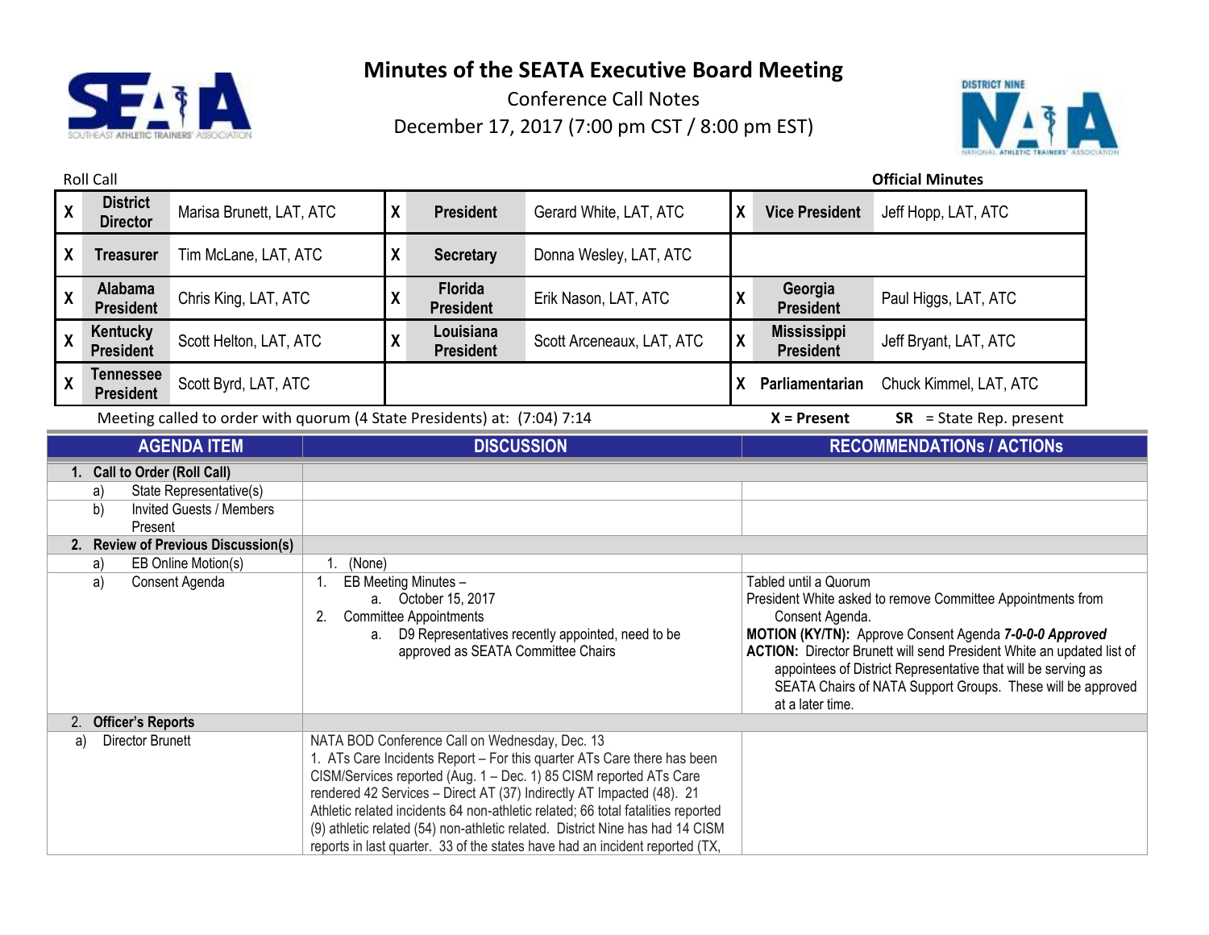# Minutes of the SEATA Executive Board Meeting

Conference Call Notes

December 17, 2017 (7:00 pm CST / 8:00 pm EST)

Roll Call

**Official Minutes**

| | | | | | | | | |
|---|---|---|---|---|---|---|---|---|
| X | **District Director** | Marisa Brunett, LAT, ATC | X | **President** | Gerard White, LAT, ATC | X | **Vice President** | Jeff Hopp, LAT, ATC |
| X | **Treasurer** | Tim McLane, LAT, ATC | X | **Secretary** | Donna Wesley, LAT, ATC | | | |
| X | **Alabama President** | Chris King, LAT, ATC | X | **Florida President** | Erik Nason, LAT, ATC | X | **Georgia President** | Paul Higgs, LAT, ATC |
| X | **Kentucky President** | Scott Helton, LAT, ATC | X | **Louisiana President** | Scott Arceneaux, LAT, ATC | X | **Mississippi President** | Jeff Bryant, LAT, ATC |
| X | **Tennessee President** | Scott Byrd, LAT, ATC | | | | X | **Parliamentarian** | Chuck Kimmel, LAT, ATC |

Meeting called to order with quorum (4 State Presidents) at: (7:04) 7:14

**X** = Present **SR** = State Rep. present

| AGENDA ITEM | DISCUSSION | RECOMMENDATIONs / ACTIONs |
|---|---|---|
| **1. Call to Order (Roll Call)** | | |
| a) State Representative(s) | | |
| b) Invited Guests / Members Present | | |
| **2. Review of Previous Discussion(s)** | | |
| a) EB Online Motion(s) | 1. (None) | |
| a) Consent Agenda | 1. EB Meeting Minutes – <br> a. October 15, 2017 <br> 2. Committee Appointments <br> a. D9 Representatives recently appointed, need to be approved as SEATA Committee Chairs | Tabled until a Quorum <br> President White asked to remove Committee Appointments from Consent Agenda. <br> **MOTION (KY/TN):** Approve Consent Agenda ***7-0-0-0 Approved*** <br> **ACTION:** Director Brunett will send President White an updated list of appointees of District Representative that will be serving as SEATA Chairs of NATA Support Groups. These will be approved at a later time. |
| **2. Officer's Reports** | | |
| a) Director Brunett | NATA BOD Conference Call on Wednesday, Dec. 13 <br> 1. ATs Care Incidents Report – For this quarter ATs Care there has been CISM/Services reported (Aug. 1 – Dec. 1) 85 CISM reported ATs Care rendered 42 Services – Direct AT (37) Indirectly AT Impacted (48). 21 Athletic related incidents 64 non-athletic related; 66 total fatalities reported (9) athletic related (54) non-athletic related. District Nine has had 14 CISM reports in last quarter. 33 of the states have had an incident reported (TX, | |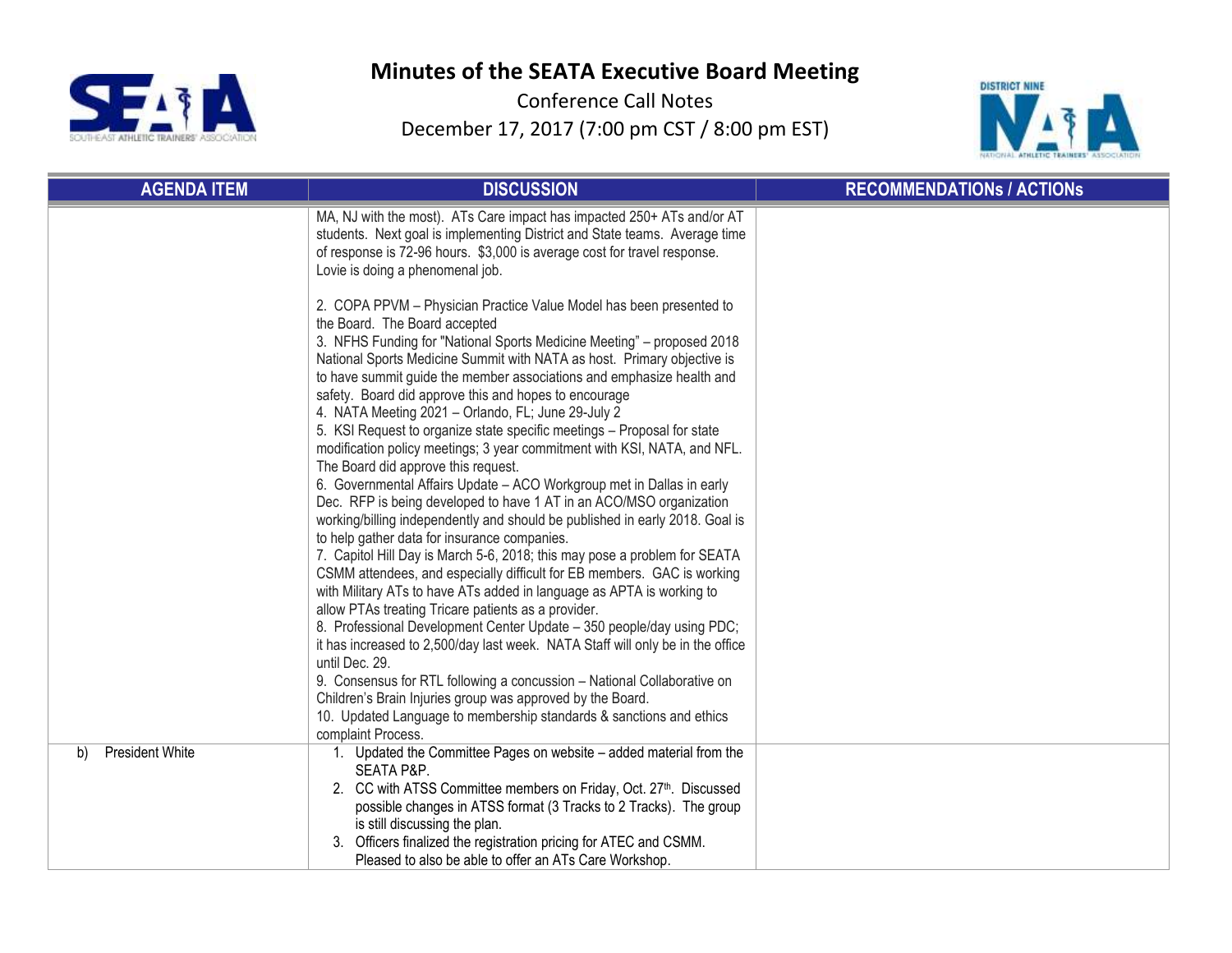# Minutes of the SEATA Executive Board Meeting

Conference Call Notes

December 17, 2017 (7:00 pm CST / 8:00 pm EST)

| AGENDA ITEM | DISCUSSION | RECOMMENDATIONs / ACTIONs |
|---|---|---|
| | MA, NJ with the most). ATs Care impact has impacted 250+ ATs and/or AT students. Next goal is implementing District and State teams. Average time of response is 72-96 hours. $3,000 is average cost for travel response. Lovie is doing a phenomenal job.<br><br>2. COPA PPVM – Physician Practice Value Model has been presented to the Board. The Board accepted<br>3. NFHS Funding for "National Sports Medicine Meeting" – proposed 2018 National Sports Medicine Summit with NATA as host. Primary objective is to have summit guide the member associations and emphasize health and safety. Board did approve this and hopes to encourage<br>4. NATA Meeting 2021 – Orlando, FL; June 29-July 2<br>5. KSI Request to organize state specific meetings – Proposal for state modification policy meetings; 3 year commitment with KSI, NATA, and NFL. The Board did approve this request.<br>6. Governmental Affairs Update – ACO Workgroup met in Dallas in early Dec. RFP is being developed to have 1 AT in an ACO/MSO organization working/billing independently and should be published in early 2018. Goal is to help gather data for insurance companies.<br>7. Capitol Hill Day is March 5-6, 2018; this may pose a problem for SEATA CSMM attendees, and especially difficult for EB members. GAC is working with Military ATs to have ATs added in language as APTA is working to allow PTAs treating Tricare patients as a provider.<br>8. Professional Development Center Update – 350 people/day using PDC; it has increased to 2,500/day last week. NATA Staff will only be in the office until Dec. 29.<br>9. Consensus for RTL following a concussion – National Collaborative on Children's Brain Injuries group was approved by the Board.<br>10. Updated Language to membership standards & sanctions and ethics complaint Process. | |
| b) President White | 1. Updated the Committee Pages on website – added material from the SEATA P&P.<br>2. CC with ATSS Committee members on Friday, Oct. 27th. Discussed possible changes in ATSS format (3 Tracks to 2 Tracks). The group is still discussing the plan.<br>3. Officers finalized the registration pricing for ATEC and CSMM. Pleased to also be able to offer an ATs Care Workshop. | |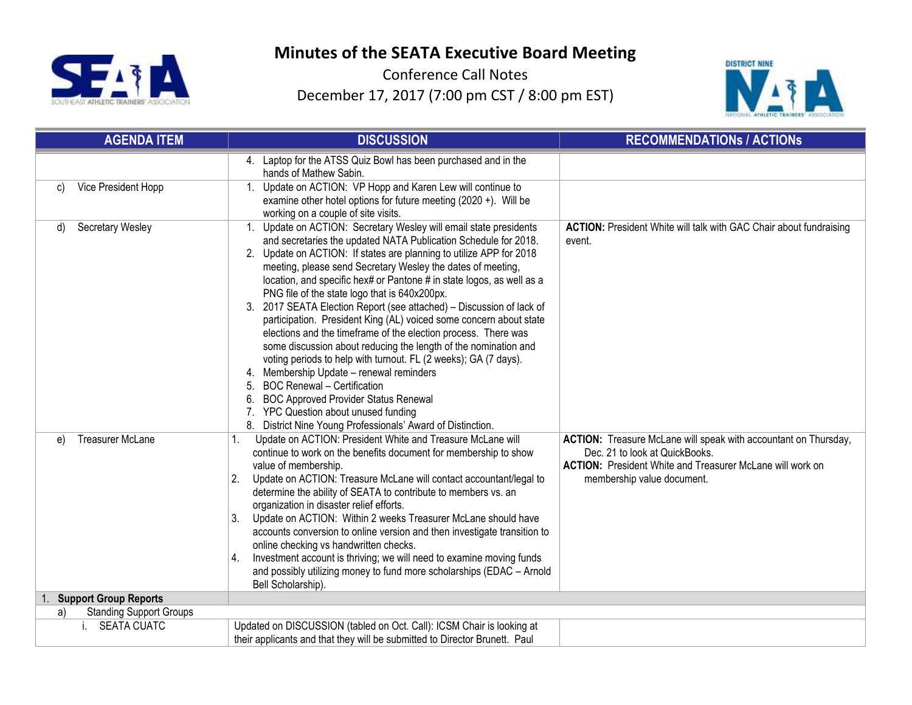# Minutes of the SEATA Executive Board Meeting

Conference Call Notes

December 17, 2017 (7:00 pm CST / 8:00 pm EST)

| AGENDA ITEM | DISCUSSION | RECOMMENDATIONs / ACTIONs |
|---|---|---|
| | 4. Laptop for the ATSS Quiz Bowl has been purchased and in the hands of Mathew Sabin. | |
| c) Vice President Hopp | 1. Update on ACTION: VP Hopp and Karen Lew will continue to examine other hotel options for future meeting (2020 +). Will be working on a couple of site visits. | |
| d) Secretary Wesley | 1. Update on ACTION: Secretary Wesley will email state presidents and secretaries the updated NATA Publication Schedule for 2018.<br>2. Update on ACTION: If states are planning to utilize APP for 2018 meeting, please send Secretary Wesley the dates of meeting, location, and specific hex# or Pantone # in state logos, as well as a PNG file of the state logo that is 640x200px.<br>3. 2017 SEATA Election Report (see attached) – Discussion of lack of participation. President King (AL) voiced some concern about state elections and the timeframe of the election process. There was some discussion about reducing the length of the nomination and voting periods to help with turnout. FL (2 weeks); GA (7 days).<br>4. Membership Update – renewal reminders<br>5. BOC Renewal – Certification<br>6. BOC Approved Provider Status Renewal<br>7. YPC Question about unused funding<br>8. District Nine Young Professionals' Award of Distinction. | **ACTION:** President White will talk with GAC Chair about fundraising event. |
| e) Treasurer McLane | 1. Update on ACTION: President White and Treasure McLane will continue to work on the benefits document for membership to show value of membership.<br>2. Update on ACTION: Treasure McLane will contact accountant/legal to determine the ability of SEATA to contribute to members vs. an organization in disaster relief efforts.<br>3. Update on ACTION: Within 2 weeks Treasurer McLane should have accounts conversion to online version and then investigate transition to online checking vs handwritten checks.<br>4. Investment account is thriving; we will need to examine moving funds and possibly utilizing money to fund more scholarships (EDAC – Arnold Bell Scholarship). | **ACTION:** Treasure McLane will speak with accountant on Thursday, Dec. 21 to look at QuickBooks.<br>**ACTION:** President White and Treasurer McLane will work on membership value document. |
| **1. Support Group Reports** | | |
| a) Standing Support Groups | | |
| i. SEATA CUATC | Updated on DISCUSSION (tabled on Oct. Call): ICSM Chair is looking at their applicants and that they will be submitted to Director Brunett. Paul | |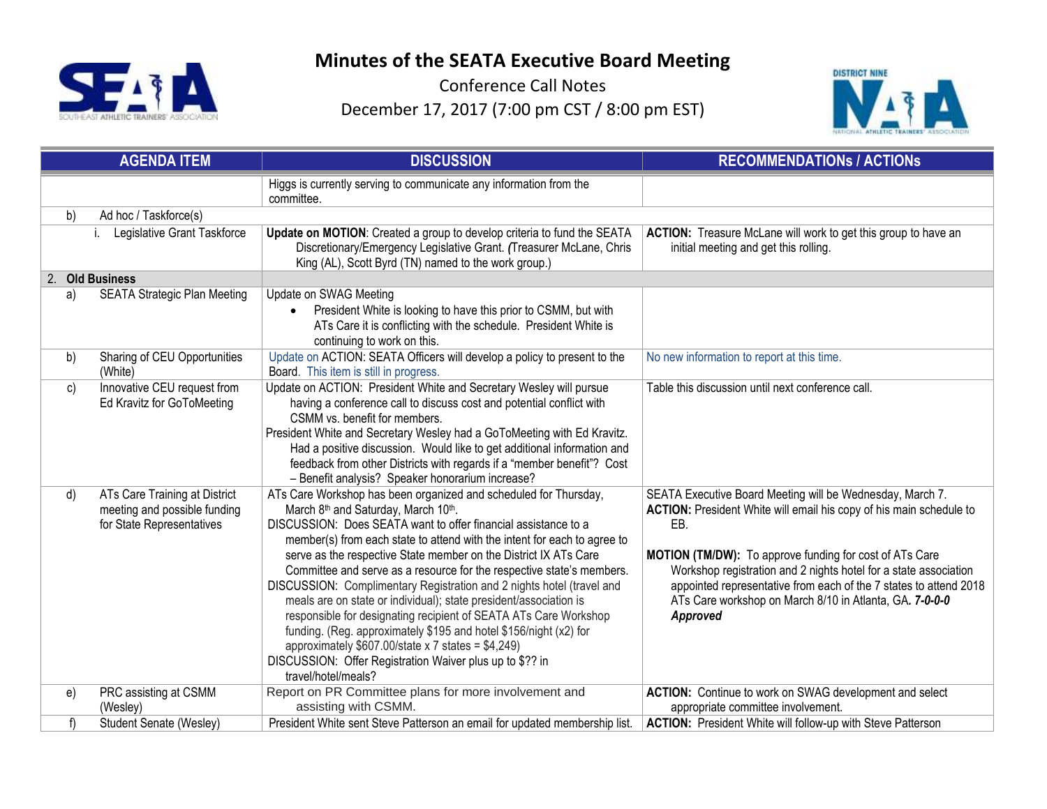# Minutes of the SEATA Executive Board Meeting

Conference Call Notes

December 17, 2017 (7:00 pm CST / 8:00 pm EST)

| AGENDA ITEM | DISCUSSION | RECOMMENDATIONs / ACTIONs |
|---|---|---|
| | Higgs is currently serving to communicate any information from the committee. | |
| b) Ad hoc / Taskforce(s) | | |
| i. Legislative Grant Taskforce | **Update on MOTION**: Created a group to develop criteria to fund the SEATA Discretionary/Emergency Legislative Grant. *(*Treasurer McLane, Chris King (AL), Scott Byrd (TN) named to the work group.) | **ACTION:** Treasure McLane will work to get this group to have an initial meeting and get this rolling. |
| **2. Old Business** | | |
| a) SEATA Strategic Plan Meeting | Update on SWAG Meeting<br>• President White is looking to have this prior to CSMM, but with ATs Care it is conflicting with the schedule. President White is continuing to work on this. | |
| b) Sharing of CEU Opportunities (White) | Update on ACTION: SEATA Officers will develop a policy to present to the Board. This item is still in progress. | No new information to report at this time. |
| c) Innovative CEU request from Ed Kravitz for GoToMeeting | Update on ACTION: President White and Secretary Wesley will pursue having a conference call to discuss cost and potential conflict with CSMM vs. benefit for members.<br>President White and Secretary Wesley had a GoToMeeting with Ed Kravitz. Had a positive discussion. Would like to get additional information and feedback from other Districts with regards if a "member benefit"? Cost – Benefit analysis? Speaker honorarium increase? | Table this discussion until next conference call. |
| d) ATs Care Training at District meeting and possible funding for State Representatives | ATs Care Workshop has been organized and scheduled for Thursday, March 8th and Saturday, March 10th.<br>DISCUSSION: Does SEATA want to offer financial assistance to a member(s) from each state to attend with the intent for each to agree to serve as the respective State member on the District IX ATs Care Committee and serve as a resource for the respective state's members.<br>DISCUSSION: Complimentary Registration and 2 nights hotel (travel and meals are on state or individual); state president/association is responsible for designating recipient of SEATA ATs Care Workshop funding. (Reg. approximately $195 and hotel $156/night (x2) for approximately $607.00/state x 7 states = $4,249)<br>DISCUSSION: Offer Registration Waiver plus up to $?? in travel/hotel/meals? | SEATA Executive Board Meeting will be Wednesday, March 7.<br>**ACTION:** President White will email his copy of his main schedule to EB.<br><br>**MOTION (TM/DW):** To approve funding for cost of ATs Care Workshop registration and 2 nights hotel for a state association appointed representative from each of the 7 states to attend 2018 ATs Care workshop on March 8/10 in Atlanta, GA. ***7-0-0-0 Approved*** |
| e) PRC assisting at CSMM (Wesley) | Report on PR Committee plans for more involvement and assisting with CSMM. | **ACTION:** Continue to work on SWAG development and select appropriate committee involvement. |
| f) Student Senate (Wesley) | President White sent Steve Patterson an email for updated membership list. | **ACTION:** President White will follow-up with Steve Patterson |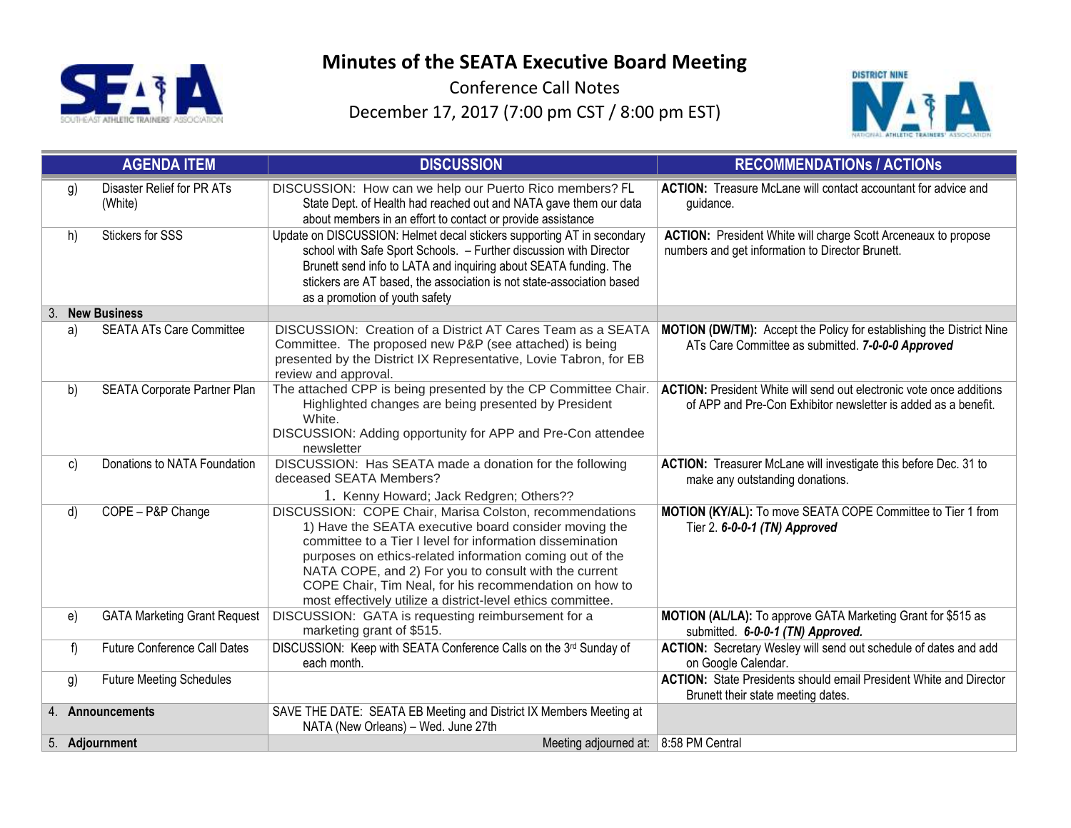# Minutes of the SEATA Executive Board Meeting

Conference Call Notes

December 17, 2017 (7:00 pm CST / 8:00 pm EST)

| AGENDA ITEM | DISCUSSION | RECOMMENDATIONs / ACTIONs |
|---|---|---|
| g) Disaster Relief for PR ATs (White) | DISCUSSION: How can we help our Puerto Rico members? FL State Dept. of Health had reached out and NATA gave them our data about members in an effort to contact or provide assistance | **ACTION:** Treasure McLane will contact accountant for advice and guidance. |
| h) Stickers for SSS | Update on DISCUSSION: Helmet decal stickers supporting AT in secondary school with Safe Sport Schools. – Further discussion with Director Brunett send info to LATA and inquiring about SEATA funding. The stickers are AT based, the association is not state-association based as a promotion of youth safety | **ACTION:** President White will charge Scott Arceneaux to propose numbers and get information to Director Brunett. |
| 3. **New Business** | | |
| a) SEATA ATs Care Committee | DISCUSSION: Creation of a District AT Cares Team as a SEATA Committee. The proposed new P&P (see attached) is being presented by the District IX Representative, Lovie Tabron, for EB review and approval. | **MOTION (DW/TM):** Accept the Policy for establishing the District Nine ATs Care Committee as submitted. ***7-0-0-0 Approved*** |
| b) SEATA Corporate Partner Plan | The attached CPP is being presented by the CP Committee Chair. Highlighted changes are being presented by President White. DISCUSSION: Adding opportunity for APP and Pre-Con attendee newsletter | **ACTION:** President White will send out electronic vote once additions of APP and Pre-Con Exhibitor newsletter is added as a benefit. |
| c) Donations to NATA Foundation | DISCUSSION: Has SEATA made a donation for the following deceased SEATA Members? 1. Kenny Howard; Jack Redgren; Others?? | **ACTION:** Treasurer McLane will investigate this before Dec. 31 to make any outstanding donations. |
| d) COPE – P&P Change | DISCUSSION: COPE Chair, Marisa Colston, recommendations 1) Have the SEATA executive board consider moving the committee to a Tier I level for information dissemination purposes on ethics-related information coming out of the NATA COPE, and 2) For you to consult with the current COPE Chair, Tim Neal, for his recommendation on how to most effectively utilize a district-level ethics committee. | **MOTION (KY/AL):** To move SEATA COPE Committee to Tier 1 from Tier 2. ***6-0-0-1 (TN) Approved*** |
| e) GATA Marketing Grant Request | DISCUSSION: GATA is requesting reimbursement for a marketing grant of $515. | **MOTION (AL/LA):** To approve GATA Marketing Grant for $515 as submitted. ***6-0-0-1 (TN) Approved.*** |
| f) Future Conference Call Dates | DISCUSSION: Keep with SEATA Conference Calls on the 3rd Sunday of each month. | **ACTION:** Secretary Wesley will send out schedule of dates and add on Google Calendar. |
| g) Future Meeting Schedules | | **ACTION:** State Presidents should email President White and Director Brunett their state meeting dates. |
| 4. **Announcements** | SAVE THE DATE: SEATA EB Meeting and District IX Members Meeting at NATA (New Orleans) – Wed. June 27th | |
| 5. **Adjournment** | Meeting adjourned at: | 8:58 PM Central |